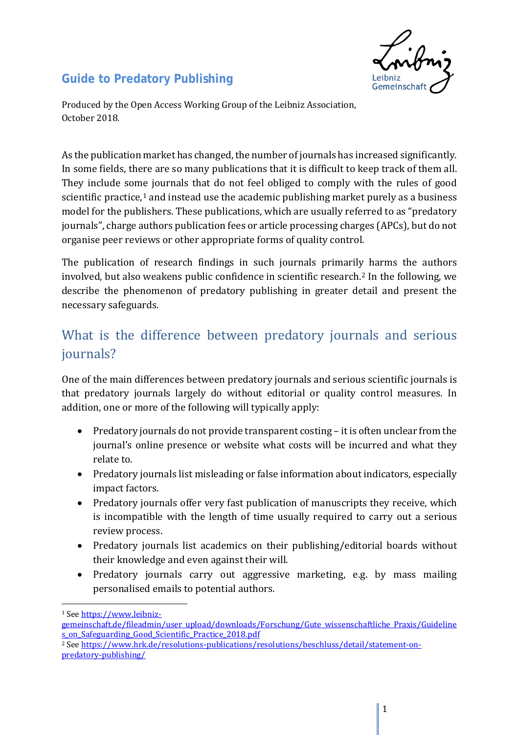# Guide to Predatory Publishing

Produced by the Open Access Working Group of the Leibniz Association, October 2018.

As the publication market has changed, the number of journals has increased significantly. In some fields, there are so many publications that it is difficult to keep track of them all. They include some journals that do not feel obliged to comply with the rules of good scientific practice,[1] and instead use the academic publishing market purely as a business model for the publishers. These publications, which are usually referred to as "predatory journals", charge authors publication fees or article processing charges (APCs), but do not organise peer reviews or other appropriate forms of quality control.

The publication of research findings in such journals primarily harms the authors involved, but also weakens public confidence in scientific research.[2] In the following, we describe the phenomenon of predatory publishing in greater detail and present the necessary safeguards.

## What is the difference between predatory journals and serious journals?

One of the main differences between predatory journals and serious scientific journals is that predatory journals largely do without editorial or quality control measures. In addition, one or more of the following will typically apply:

- Predatory journals do not provide transparent costing – it is often unclear from the journal's online presence or website what costs will be incurred and what they relate to.
- Predatory journals list misleading or false information about indicators, especially impact factors.
- Predatory journals offer very fast publication of manuscripts they receive, which is incompatible with the length of time usually required to carry out a serious review process.
- Predatory journals list academics on their publishing/editorial boards without their knowledge and even against their will.
- Predatory journals carry out aggressive marketing, e.g. by mass mailing personalised emails to potential authors.

---

[1] See https://www.leibniz-gemeinschaft.de/fileadmin/user_upload/downloads/Forschung/Gute_wissenschaftliche_Praxis/Guidelines_on_Safeguarding_Good_Scientific_Practice_2018.pdf

[2] See https://www.hrk.de/resolutions-publications/resolutions/beschluss/detail/statement-on-predatory-publishing/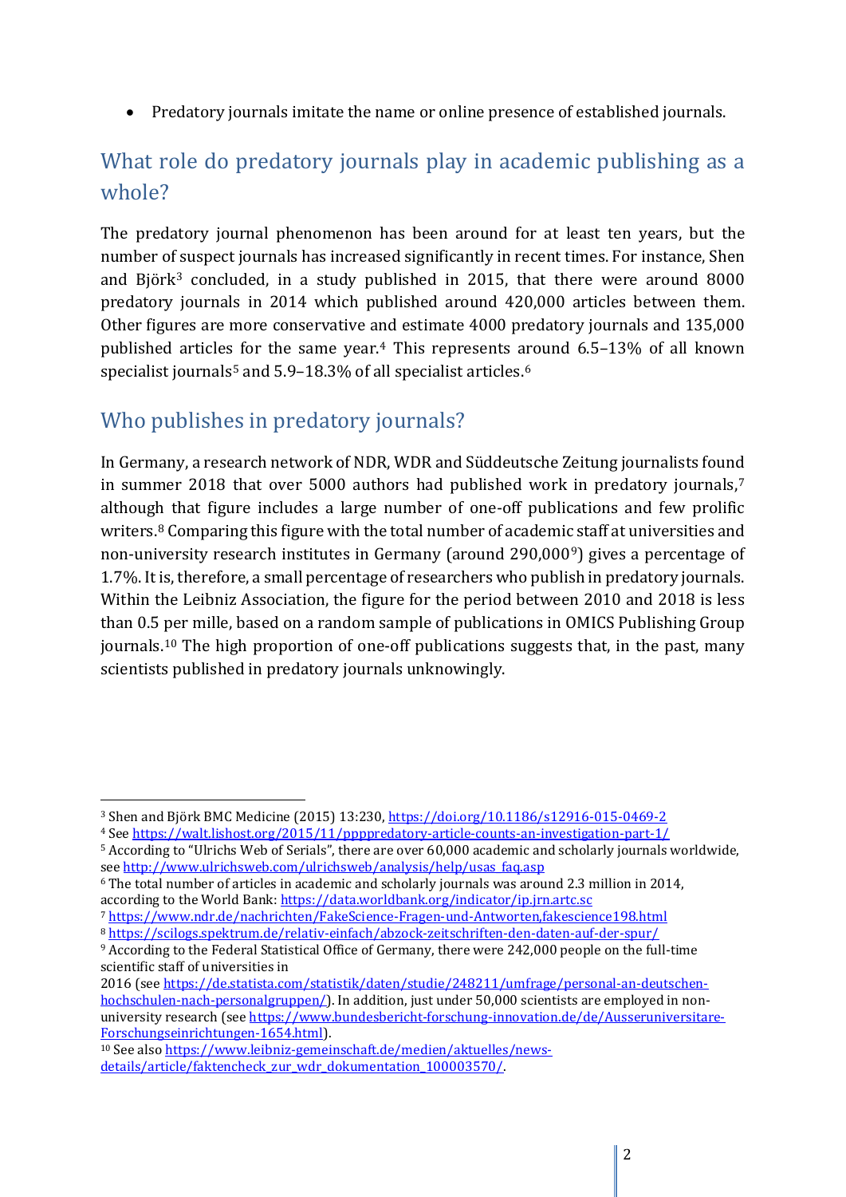- Predatory journals imitate the name or online presence of established journals.

## What role do predatory journals play in academic publishing as a whole?

The predatory journal phenomenon has been around for at least ten years, but the number of suspect journals has increased significantly in recent times. For instance, Shen and Björk[3] concluded, in a study published in 2015, that there were around 8000 predatory journals in 2014 which published around 420,000 articles between them. Other figures are more conservative and estimate 4000 predatory journals and 135,000 published articles for the same year.[4] This represents around 6.5–13% of all known specialist journals[5] and 5.9–18.3% of all specialist articles.[6]

## Who publishes in predatory journals?

In Germany, a research network of NDR, WDR and Süddeutsche Zeitung journalists found in summer 2018 that over 5000 authors had published work in predatory journals,[7] although that figure includes a large number of one-off publications and few prolific writers.[8] Comparing this figure with the total number of academic staff at universities and non-university research institutes in Germany (around 290,000[9]) gives a percentage of 1.7%. It is, therefore, a small percentage of researchers who publish in predatory journals. Within the Leibniz Association, the figure for the period between 2010 and 2018 is less than 0.5 per mille, based on a random sample of publications in OMICS Publishing Group journals.[10] The high proportion of one-off publications suggests that, in the past, many scientists published in predatory journals unknowingly.

---

[3] Shen and Björk BMC Medicine (2015) 13:230, https://doi.org/10.1186/s12916-015-0469-2

[4] See https://walt.lishost.org/2015/11/pppredatory-article-counts-an-investigation-part-1/

[5] According to "Ulrichs Web of Serials", there are over 60,000 academic and scholarly journals worldwide, see http://www.ulrichsweb.com/ulrichsweb/analysis/help/usas_faq.asp

[6] The total number of articles in academic and scholarly journals was around 2.3 million in 2014, according to the World Bank: https://data.worldbank.org/indicator/ip.jrn.artc.sc

[7] https://www.ndr.de/nachrichten/FakeScience-Fragen-und-Antworten,fakescience198.html

[8] https://scilogs.spektrum.de/relativ-einfach/abzock-zeitschriften-den-daten-auf-der-spur/

[9] According to the Federal Statistical Office of Germany, there were 242,000 people on the full-time scientific staff of universities in 2016 (see https://de.statista.com/statistik/daten/studie/248211/umfrage/personal-an-deutschen-hochschulen-nach-personalgruppen/). In addition, just under 50,000 scientists are employed in non-university research (see https://www.bundesbericht-forschung-innovation.de/de/Ausseruniversitare-Forschungseinrichtungen-1654.html).

[10] See also https://www.leibniz-gemeinschaft.de/medien/aktuelles/news-details/article/faktencheck_zur_wdr_dokumentation_100003570/.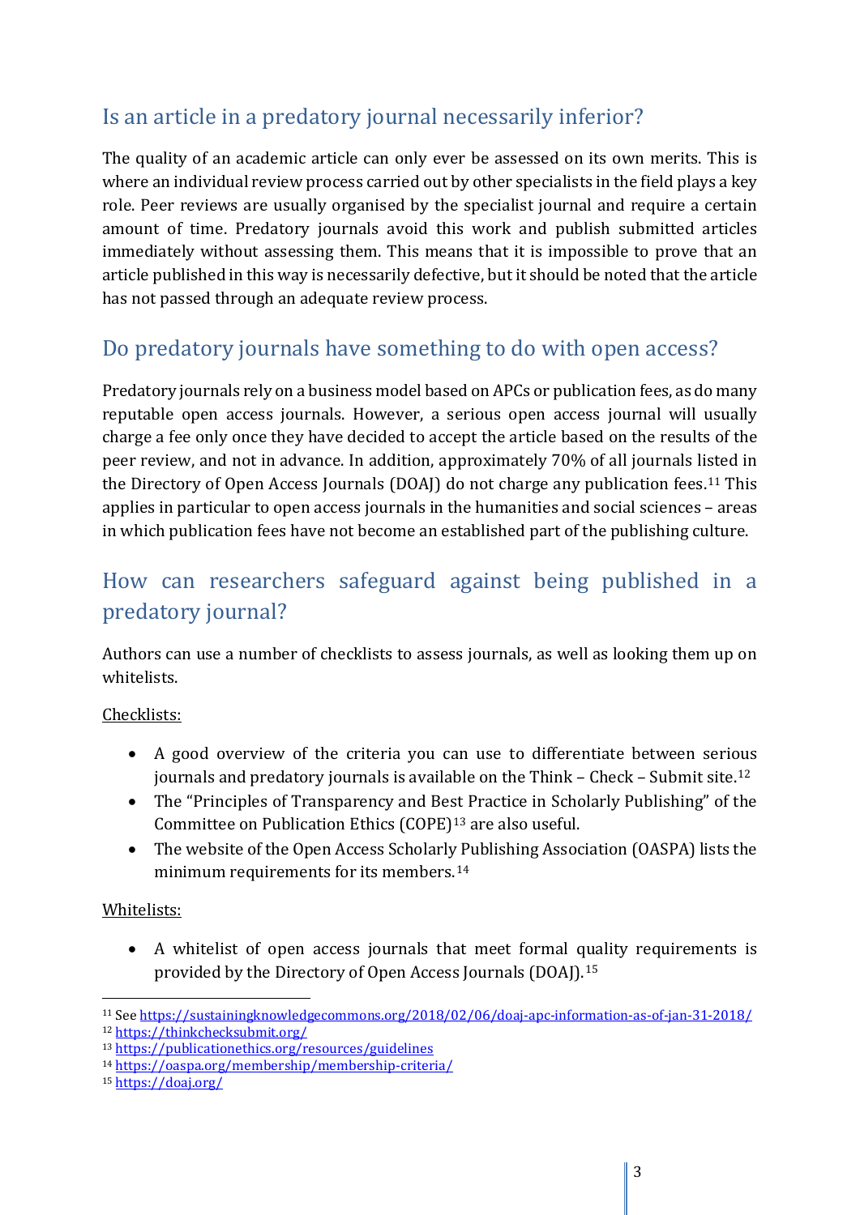## Is an article in a predatory journal necessarily inferior?

The quality of an academic article can only ever be assessed on its own merits. This is where an individual review process carried out by other specialists in the field plays a key role. Peer reviews are usually organised by the specialist journal and require a certain amount of time. Predatory journals avoid this work and publish submitted articles immediately without assessing them. This means that it is impossible to prove that an article published in this way is necessarily defective, but it should be noted that the article has not passed through an adequate review process.

## Do predatory journals have something to do with open access?

Predatory journals rely on a business model based on APCs or publication fees, as do many reputable open access journals. However, a serious open access journal will usually charge a fee only once they have decided to accept the article based on the results of the peer review, and not in advance. In addition, approximately 70% of all journals listed in the Directory of Open Access Journals (DOAJ) do not charge any publication fees.[11] This applies in particular to open access journals in the humanities and social sciences – areas in which publication fees have not become an established part of the publishing culture.

## How can researchers safeguard against being published in a predatory journal?

Authors can use a number of checklists to assess journals, as well as looking them up on whitelists.

Checklists:

- A good overview of the criteria you can use to differentiate between serious journals and predatory journals is available on the Think – Check – Submit site.[12]
- The "Principles of Transparency and Best Practice in Scholarly Publishing" of the Committee on Publication Ethics (COPE)[13] are also useful.
- The website of the Open Access Scholarly Publishing Association (OASPA) lists the minimum requirements for its members.[14]

Whitelists:

- A whitelist of open access journals that meet formal quality requirements is provided by the Directory of Open Access Journals (DOAJ).[15]

---

[11] See https://sustainingknowledgecommons.org/2018/02/06/doaj-apc-information-as-of-jan-31-2018/

[12] https://thinkchecksubmit.org/

[13] https://publicationethics.org/resources/guidelines

[14] https://oaspa.org/membership/membership-criteria/

[15] https://doaj.org/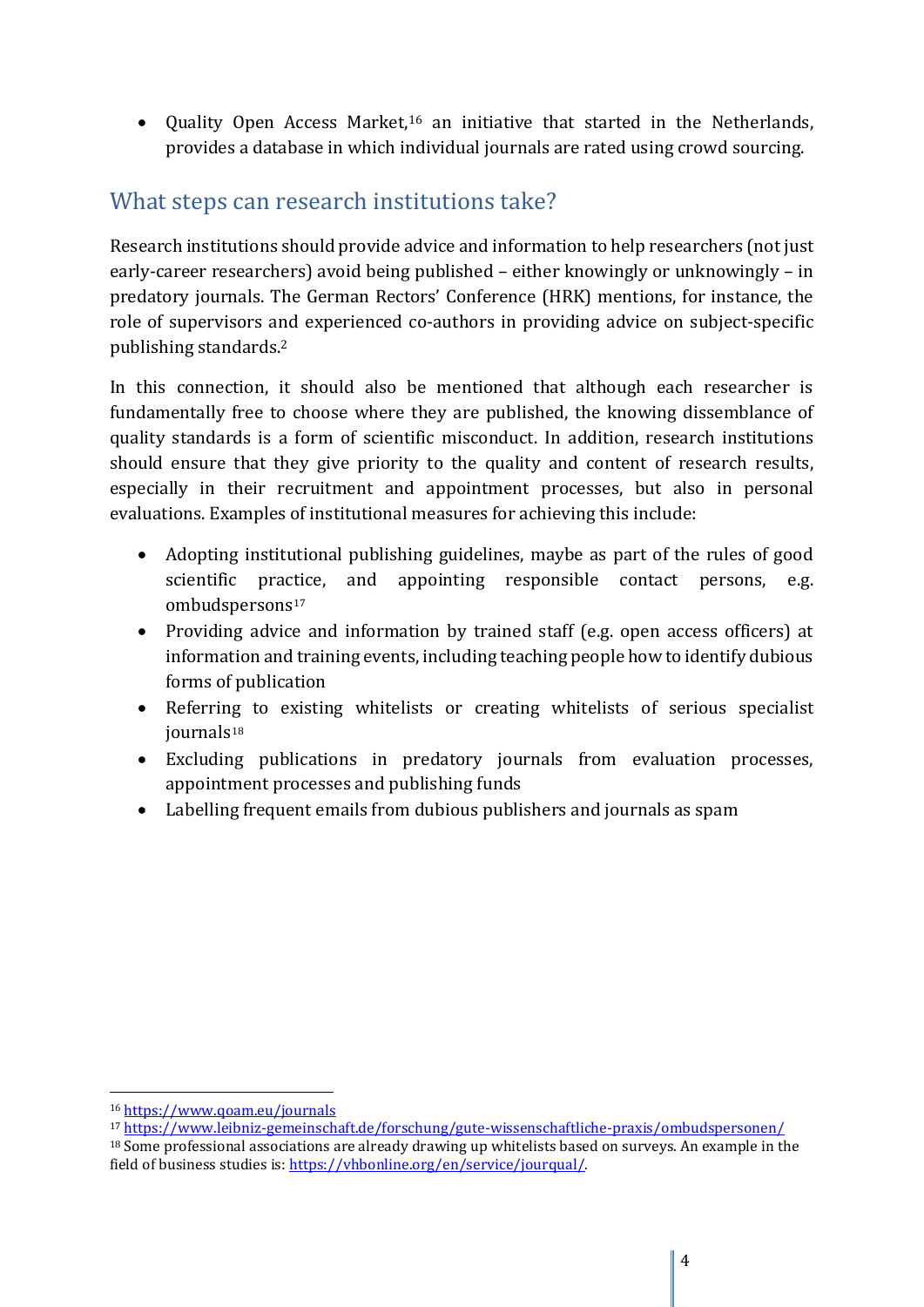- Quality Open Access Market,[16] an initiative that started in the Netherlands, provides a database in which individual journals are rated using crowd sourcing.

## What steps can research institutions take?

Research institutions should provide advice and information to help researchers (not just early-career researchers) avoid being published – either knowingly or unknowingly – in predatory journals. The German Rectors' Conference (HRK) mentions, for instance, the role of supervisors and experienced co-authors in providing advice on subject-specific publishing standards.[2]

In this connection, it should also be mentioned that although each researcher is fundamentally free to choose where they are published, the knowing dissemblance of quality standards is a form of scientific misconduct. In addition, research institutions should ensure that they give priority to the quality and content of research results, especially in their recruitment and appointment processes, but also in personal evaluations. Examples of institutional measures for achieving this include:

- Adopting institutional publishing guidelines, maybe as part of the rules of good scientific practice, and appointing responsible contact persons, e.g. ombudspersons[17]
- Providing advice and information by trained staff (e.g. open access officers) at information and training events, including teaching people how to identify dubious forms of publication
- Referring to existing whitelists or creating whitelists of serious specialist journals[18]
- Excluding publications in predatory journals from evaluation processes, appointment processes and publishing funds
- Labelling frequent emails from dubious publishers and journals as spam

---

[16] https://www.qoam.eu/journals

[17] https://www.leibniz-gemeinschaft.de/forschung/gute-wissenschaftliche-praxis/ombudspersonen/

[18] Some professional associations are already drawing up whitelists based on surveys. An example in the field of business studies is: https://vhbonline.org/en/service/jourqual/.